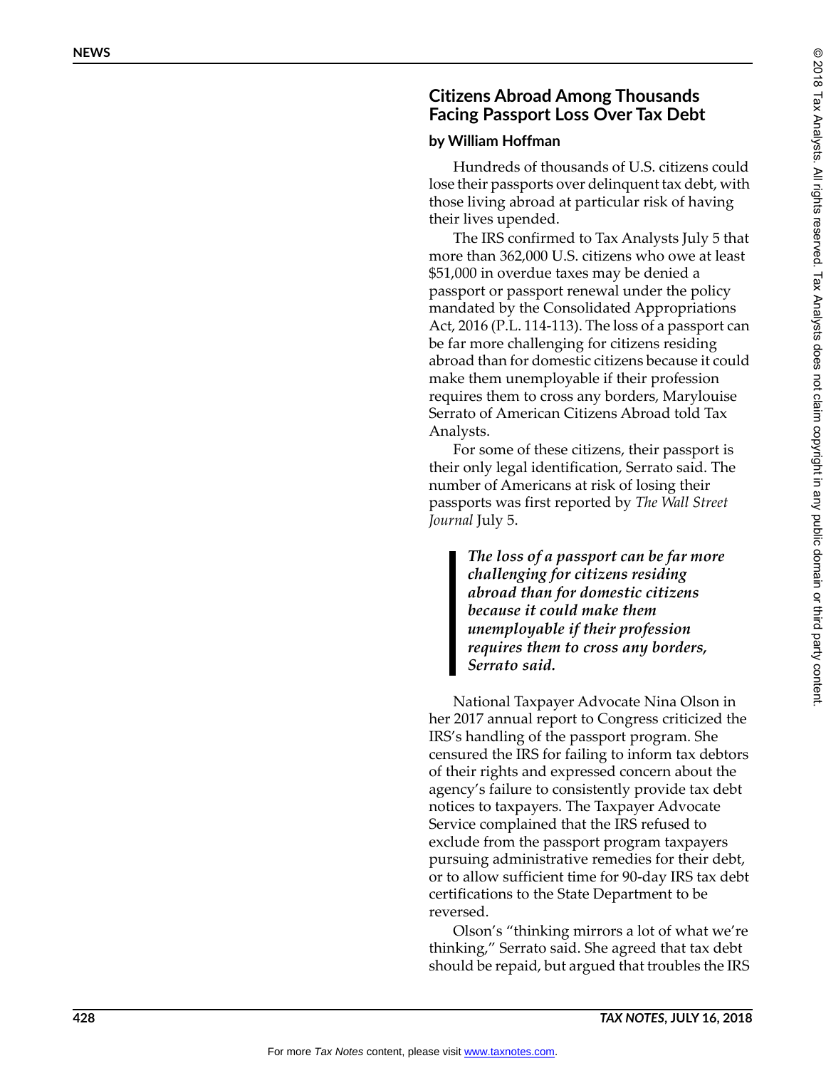## Citizens Abroad Among Thousands Facing Passport Loss Over Tax Debt

**by William Hoffman**

Hundreds of thousands of U.S. citizens could lose their passports over delinquent tax debt, with those living abroad at particular risk of having their lives upended.

The IRS confirmed to Tax Analysts July 5 that more than 362,000 U.S. citizens who owe at least $51,000 in overdue taxes may be denied a passport or passport renewal under the policy mandated by the Consolidated Appropriations Act, 2016 (P.L. 114-113). The loss of a passport can be far more challenging for citizens residing abroad than for domestic citizens because it could make them unemployable if their profession requires them to cross any borders, Marylouise Serrato of American Citizens Abroad told Tax Analysts.

For some of these citizens, their passport is their only legal identification, Serrato said. The number of Americans at risk of losing their passports was first reported by *The Wall Street Journal* July 5.

> ***The loss of a passport can be far more challenging for citizens residing abroad than for domestic citizens because it could make them unemployable if their profession requires them to cross any borders, Serrato said.***

National Taxpayer Advocate Nina Olson in her 2017 annual report to Congress criticized the IRS's handling of the passport program. She censured the IRS for failing to inform tax debtors of their rights and expressed concern about the agency's failure to consistently provide tax debt notices to taxpayers. The Taxpayer Advocate Service complained that the IRS refused to exclude from the passport program taxpayers pursuing administrative remedies for their debt, or to allow sufficient time for 90-day IRS tax debt certifications to the State Department to be reversed.

Olson's "thinking mirrors a lot of what we're thinking," Serrato said. She agreed that tax debt should be repaid, but argued that troubles the IRS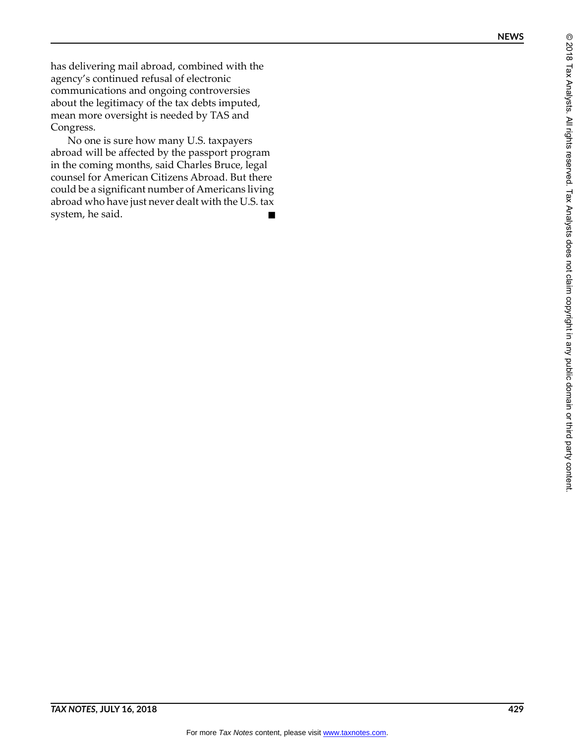has delivering mail abroad, combined with the agency's continued refusal of electronic communications and ongoing controversies about the legitimacy of the tax debts imputed, mean more oversight is needed by TAS and Congress.

No one is sure how many U.S. taxpayers abroad will be affected by the passport program in the coming months, said Charles Bruce, legal counsel for American Citizens Abroad. But there could be a significant number of Americans living abroad who have just never dealt with the U.S. tax system, he said. ■